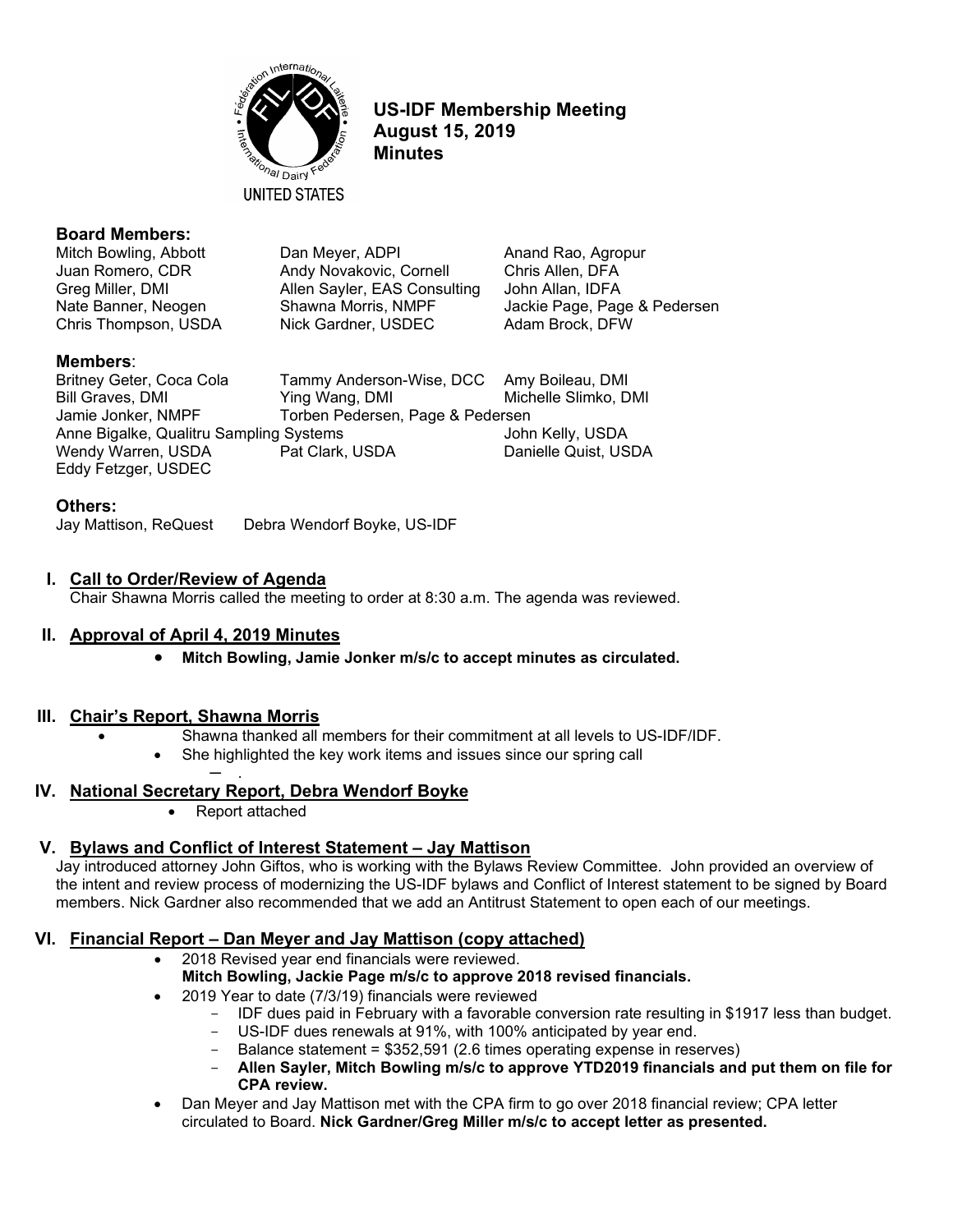# US-IDF Membership Meeting
# August 15, 2019
# Minutes

UNITED STATES

**Board Members:**

| | | |
|---|---|---|
| Mitch Bowling, Abbott | Dan Meyer, ADPI | Anand Rao, Agropur |
| Juan Romero, CDR | Andy Novakovic, Cornell | Chris Allen, DFA |
| Greg Miller, DMI | Allen Sayler, EAS Consulting | John Allan, IDFA |
| Nate Banner, Neogen | Shawna Morris, NMPF | Jackie Page, Page & Pedersen |
| Chris Thompson, USDA | Nick Gardner, USDEC | Adam Brock, DFW |

**Members**:

| | | |
|---|---|---|
| Britney Geter, Coca Cola | Tammy Anderson-Wise, DCC | Amy Boileau, DMI |
| Bill Graves, DMI | Ying Wang, DMI | Michelle Slimko, DMI |
| Jamie Jonker, NMPF | Torben Pedersen, Page & Pedersen | |
| Anne Bigalke, Qualitru Sampling Systems | | John Kelly, USDA |
| Wendy Warren, USDA | Pat Clark, USDA | Danielle Quist, USDA |
| Eddy Fetzger, USDEC | | |

**Others:**

Jay Mattison, ReQuest Debra Wendorf Boyke, US-IDF

## I. Call to Order/Review of Agenda

Chair Shawna Morris called the meeting to order at 8:30 a.m. The agenda was reviewed.

## II. Approval of April 4, 2019 Minutes

- **Mitch Bowling, Jamie Jonker m/s/c to accept minutes as circulated.**

## III. Chair's Report, Shawna Morris

- Shawna thanked all members for their commitment at all levels to US-IDF/IDF.
- She highlighted the key work items and issues since our spring call

## IV. National Secretary Report, Debra Wendorf Boyke

- Report attached

## V. Bylaws and Conflict of Interest Statement – Jay Mattison

Jay introduced attorney John Giftos, who is working with the Bylaws Review Committee. John provided an overview of the intent and review process of modernizing the US-IDF bylaws and Conflict of Interest statement to be signed by Board members. Nick Gardner also recommended that we add an Antitrust Statement to open each of our meetings.

## VI. Financial Report – Dan Meyer and Jay Mattison (copy attached)

- 2018 Revised year end financials were reviewed.
  **Mitch Bowling, Jackie Page m/s/c to approve 2018 revised financials.**
- 2019 Year to date (7/3/19) financials were reviewed
  - IDF dues paid in February with a favorable conversion rate resulting in $1917 less than budget.
  - US-IDF dues renewals at 91%, with 100% anticipated by year end.
  - Balance statement = $352,591 (2.6 times operating expense in reserves)
  - **Allen Sayler, Mitch Bowling m/s/c to approve YTD2019 financials and put them on file for CPA review.**
- Dan Meyer and Jay Mattison met with the CPA firm to go over 2018 financial review; CPA letter circulated to Board. **Nick Gardner/Greg Miller m/s/c to accept letter as presented.**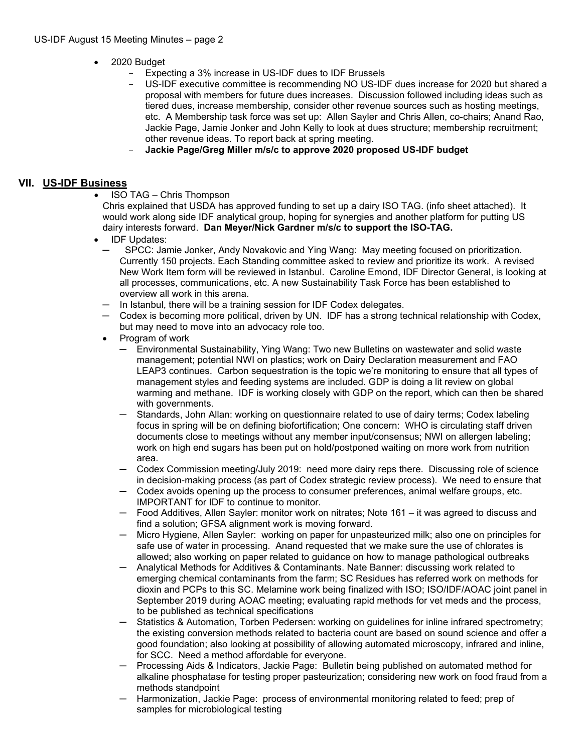- 2020 Budget
  - Expecting a 3% increase in US-IDF dues to IDF Brussels
  - US-IDF executive committee is recommending NO US-IDF dues increase for 2020 but shared a proposal with members for future dues increases. Discussion followed including ideas such as tiered dues, increase membership, consider other revenue sources such as hosting meetings, etc. A Membership task force was set up: Allen Sayler and Chris Allen, co-chairs; Anand Rao, Jackie Page, Jamie Jonker and John Kelly to look at dues structure; membership recruitment; other revenue ideas. To report back at spring meeting.
  - **Jackie Page/Greg Miller m/s/c to approve 2020 proposed US-IDF budget**

## VII. US-IDF Business

- ISO TAG – Chris Thompson

  Chris explained that USDA has approved funding to set up a dairy ISO TAG. (info sheet attached). It would work along side IDF analytical group, hoping for synergies and another platform for putting US dairy interests forward. **Dan Meyer/Nick Gardner m/s/c to support the ISO-TAG.**

- IDF Updates:
  - SPCC: Jamie Jonker, Andy Novakovic and Ying Wang: May meeting focused on prioritization. Currently 150 projects. Each Standing committee asked to review and prioritize its work. A revised New Work Item form will be reviewed in Istanbul. Caroline Emond, IDF Director General, is looking at all processes, communications, etc. A new Sustainability Task Force has been established to overview all work in this arena.
  - In Istanbul, there will be a training session for IDF Codex delegates.
  - Codex is becoming more political, driven by UN. IDF has a strong technical relationship with Codex, but may need to move into an advocacy role too.
  - Program of work
    - Environmental Sustainability, Ying Wang: Two new Bulletins on wastewater and solid waste management; potential NWI on plastics; work on Dairy Declaration measurement and FAO LEAP3 continues. Carbon sequestration is the topic we're monitoring to ensure that all types of management styles and feeding systems are included. GDP is doing a lit review on global warming and methane. IDF is working closely with GDP on the report, which can then be shared with governments.
    - Standards, John Allan: working on questionnaire related to use of dairy terms; Codex labeling focus in spring will be on defining biofortification; One concern: WHO is circulating staff driven documents close to meetings without any member input/consensus; NWI on allergen labeling; work on high end sugars has been put on hold/postponed waiting on more work from nutrition area.
    - Codex Commission meeting/July 2019: need more dairy reps there. Discussing role of science in decision-making process (as part of Codex strategic review process). We need to ensure that
    - Codex avoids opening up the process to consumer preferences, animal welfare groups, etc. IMPORTANT for IDF to continue to monitor.
    - Food Additives, Allen Sayler: monitor work on nitrates; Note 161 – it was agreed to discuss and find a solution; GFSA alignment work is moving forward.
    - Micro Hygiene, Allen Sayler: working on paper for unpasteurized milk; also one on principles for safe use of water in processing. Anand requested that we make sure the use of chlorates is allowed; also working on paper related to guidance on how to manage pathological outbreaks
    - Analytical Methods for Additives & Contaminants. Nate Banner: discussing work related to emerging chemical contaminants from the farm; SC Residues has referred work on methods for dioxin and PCPs to this SC. Melamine work being finalized with ISO; ISO/IDF/AOAC joint panel in September 2019 during AOAC meeting; evaluating rapid methods for vet meds and the process, to be published as technical specifications
    - Statistics & Automation, Torben Pedersen: working on guidelines for inline infrared spectrometry; the existing conversion methods related to bacteria count are based on sound science and offer a good foundation; also looking at possibility of allowing automated microscopy, infrared and inline, for SCC. Need a method affordable for everyone.
    - Processing Aids & Indicators, Jackie Page: Bulletin being published on automated method for alkaline phosphatase for testing proper pasteurization; considering new work on food fraud from a methods standpoint
    - Harmonization, Jackie Page: process of environmental monitoring related to feed; prep of samples for microbiological testing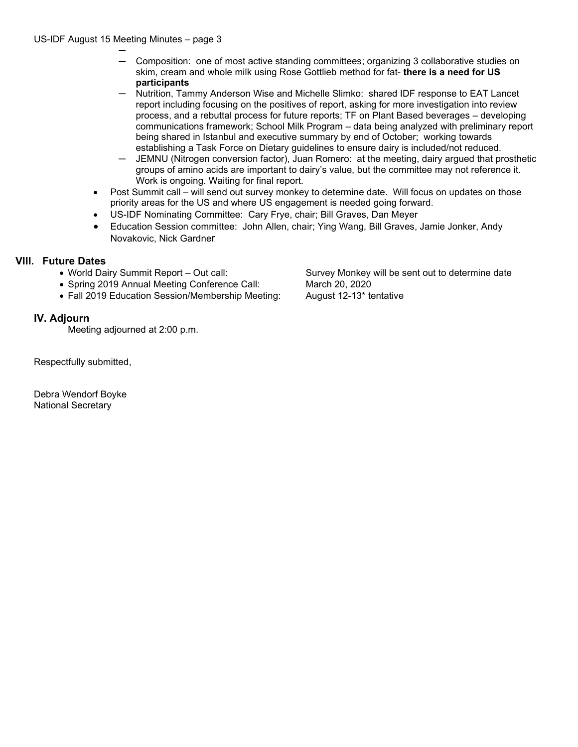- Composition: one of most active standing committees; organizing 3 collaborative studies on skim, cream and whole milk using Rose Gottlieb method for fat- **there is a need for US participants**
- Nutrition, Tammy Anderson Wise and Michelle Slimko: shared IDF response to EAT Lancet report including focusing on the positives of report, asking for more investigation into review process, and a rebuttal process for future reports; TF on Plant Based beverages – developing communications framework; School Milk Program – data being analyzed with preliminary report being shared in Istanbul and executive summary by end of October; working towards establishing a Task Force on Dietary guidelines to ensure dairy is included/not reduced.
- JEMNU (Nitrogen conversion factor), Juan Romero: at the meeting, dairy argued that prosthetic groups of amino acids are important to dairy's value, but the committee may not reference it. Work is ongoing. Waiting for final report.

- Post Summit call – will send out survey monkey to determine date. Will focus on updates on those priority areas for the US and where US engagement is needed going forward.
- US-IDF Nominating Committee: Cary Frye, chair; Bill Graves, Dan Meyer
- Education Session committee: John Allen, chair; Ying Wang, Bill Graves, Jamie Jonker, Andy Novakovic, Nick Gardner

## VIII. Future Dates

- World Dairy Summit Report – Out call: Survey Monkey will be sent out to determine date
- Spring 2019 Annual Meeting Conference Call: March 20, 2020
- Fall 2019 Education Session/Membership Meeting: August 12-13* tentative

## IV. Adjourn

Meeting adjourned at 2:00 p.m.

Respectfully submitted,

Debra Wendorf Boyke
National Secretary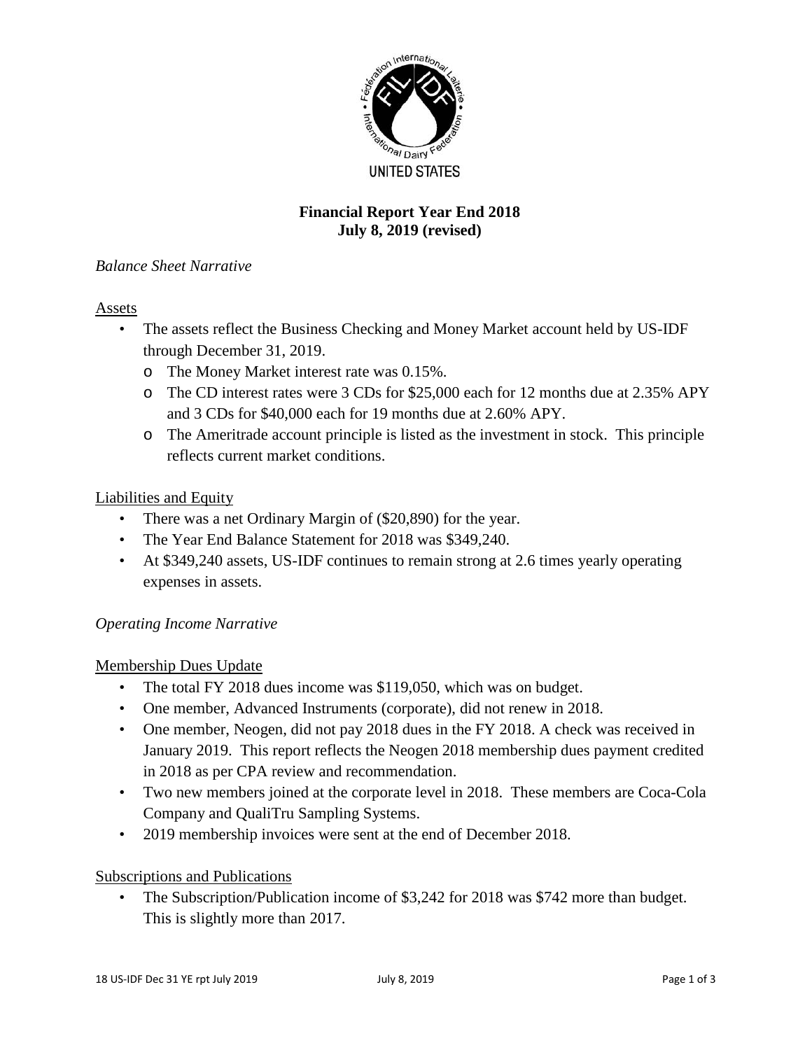UNITED STATES

**Financial Report Year End 2018**
**July 8, 2019 (revised)**

*Balance Sheet Narrative*

Assets

- The assets reflect the Business Checking and Money Market account held by US-IDF through December 31, 2019.
  - The Money Market interest rate was 0.15%.
  - The CD interest rates were 3 CDs for $25,000 each for 12 months due at 2.35% APY and 3 CDs for $40,000 each for 19 months due at 2.60% APY.
  - The Ameritrade account principle is listed as the investment in stock. This principle reflects current market conditions.

Liabilities and Equity

- There was a net Ordinary Margin of ($20,890) for the year.
- The Year End Balance Statement for 2018 was $349,240.
- At $349,240 assets, US-IDF continues to remain strong at 2.6 times yearly operating expenses in assets.

*Operating Income Narrative*

Membership Dues Update

- The total FY 2018 dues income was $119,050, which was on budget.
- One member, Advanced Instruments (corporate), did not renew in 2018.
- One member, Neogen, did not pay 2018 dues in the FY 2018. A check was received in January 2019. This report reflects the Neogen 2018 membership dues payment credited in 2018 as per CPA review and recommendation.
- Two new members joined at the corporate level in 2018. These members are Coca-Cola Company and QualiTru Sampling Systems.
- 2019 membership invoices were sent at the end of December 2018.

Subscriptions and Publications

- The Subscription/Publication income of $3,242 for 2018 was $742 more than budget. This is slightly more than 2017.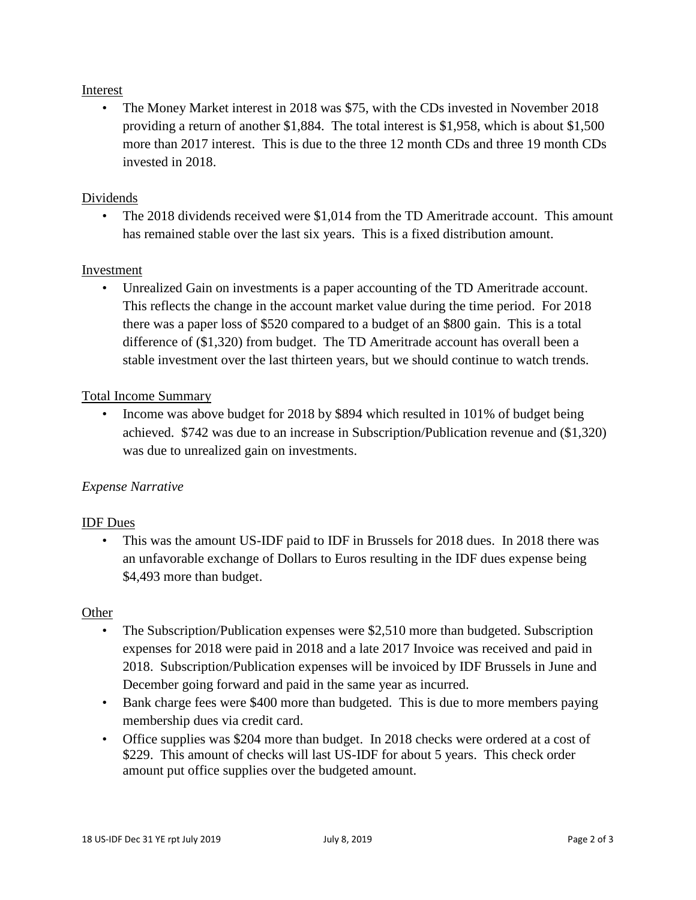Interest

- The Money Market interest in 2018 was $75, with the CDs invested in November 2018 providing a return of another $1,884. The total interest is $1,958, which is about $1,500 more than 2017 interest. This is due to the three 12 month CDs and three 19 month CDs invested in 2018.

Dividends

- The 2018 dividends received were $1,014 from the TD Ameritrade account. This amount has remained stable over the last six years. This is a fixed distribution amount.

Investment

- Unrealized Gain on investments is a paper accounting of the TD Ameritrade account. This reflects the change in the account market value during the time period. For 2018 there was a paper loss of $520 compared to a budget of an $800 gain. This is a total difference of ($1,320) from budget. The TD Ameritrade account has overall been a stable investment over the last thirteen years, but we should continue to watch trends.

Total Income Summary

- Income was above budget for 2018 by $894 which resulted in 101% of budget being achieved. $742 was due to an increase in Subscription/Publication revenue and ($1,320) was due to unrealized gain on investments.

*Expense Narrative*

IDF Dues

- This was the amount US-IDF paid to IDF in Brussels for 2018 dues. In 2018 there was an unfavorable exchange of Dollars to Euros resulting in the IDF dues expense being $4,493 more than budget.

Other

- The Subscription/Publication expenses were $2,510 more than budgeted. Subscription expenses for 2018 were paid in 2018 and a late 2017 Invoice was received and paid in 2018. Subscription/Publication expenses will be invoiced by IDF Brussels in June and December going forward and paid in the same year as incurred.
- Bank charge fees were $400 more than budgeted. This is due to more members paying membership dues via credit card.
- Office supplies was $204 more than budget. In 2018 checks were ordered at a cost of $229. This amount of checks will last US-IDF for about 5 years. This check order amount put office supplies over the budgeted amount.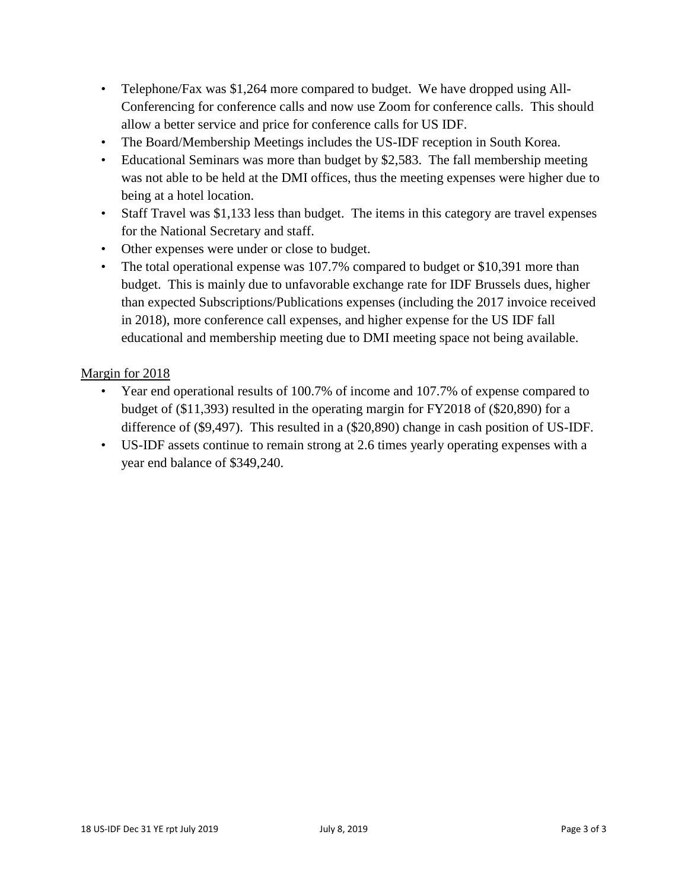- Telephone/Fax was $1,264 more compared to budget. We have dropped using All-Conferencing for conference calls and now use Zoom for conference calls. This should allow a better service and price for conference calls for US IDF.
- The Board/Membership Meetings includes the US-IDF reception in South Korea.
- Educational Seminars was more than budget by $2,583. The fall membership meeting was not able to be held at the DMI offices, thus the meeting expenses were higher due to being at a hotel location.
- Staff Travel was $1,133 less than budget. The items in this category are travel expenses for the National Secretary and staff.
- Other expenses were under or close to budget.
- The total operational expense was 107.7% compared to budget or $10,391 more than budget. This is mainly due to unfavorable exchange rate for IDF Brussels dues, higher than expected Subscriptions/Publications expenses (including the 2017 invoice received in 2018), more conference call expenses, and higher expense for the US IDF fall educational and membership meeting due to DMI meeting space not being available.

Margin for 2018

- Year end operational results of 100.7% of income and 107.7% of expense compared to budget of ($11,393) resulted in the operating margin for FY2018 of ($20,890) for a difference of ($9,497). This resulted in a ($20,890) change in cash position of US-IDF.
- US-IDF assets continue to remain strong at 2.6 times yearly operating expenses with a year end balance of $349,240.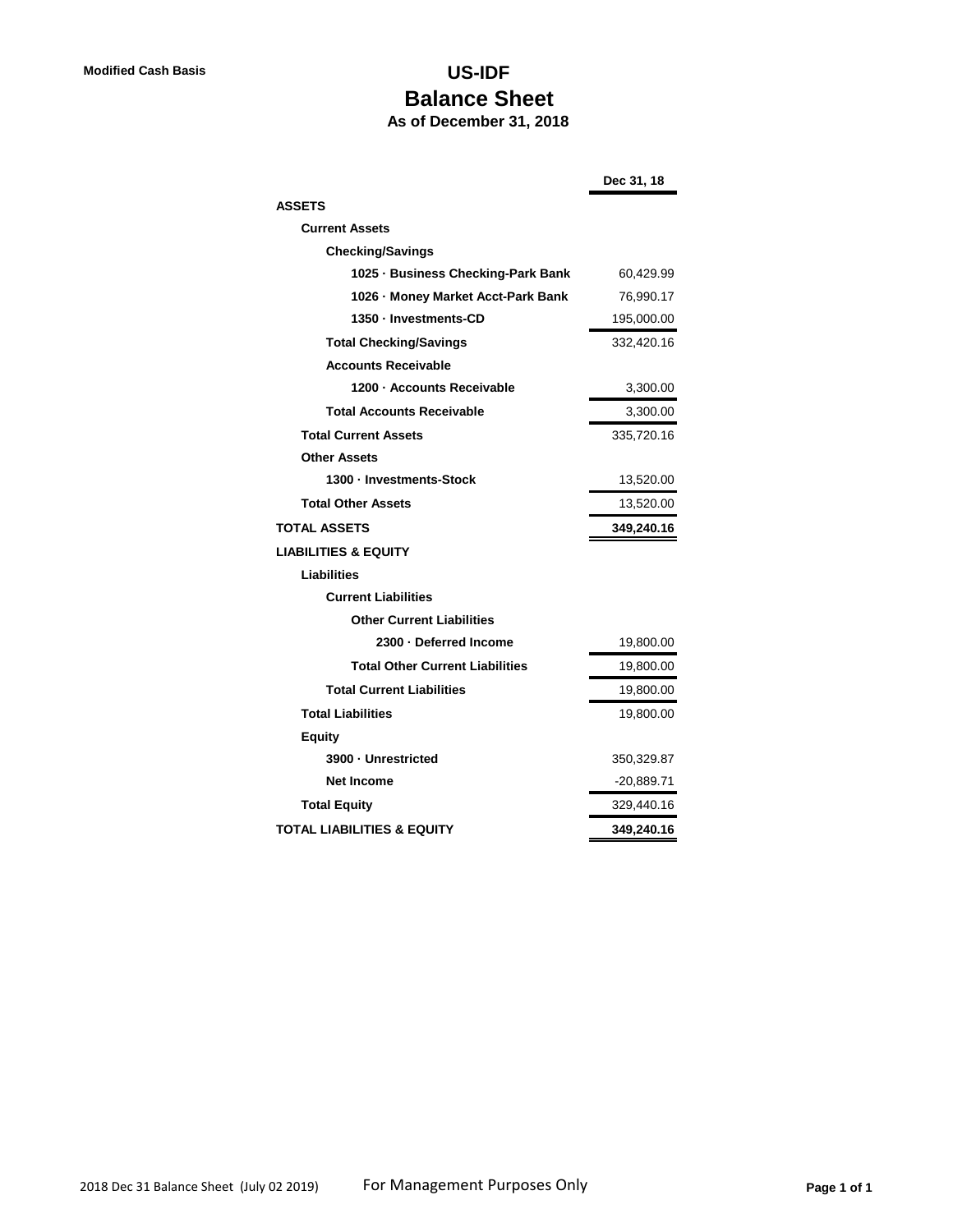**Modified Cash Basis**

# US-IDF
## Balance Sheet
### As of December 31, 2018

| | Dec 31, 18 |
|---|---|
| **ASSETS** | |
| **Current Assets** | |
| **Checking/Savings** | |
| **1025 · Business Checking-Park Bank** | 60,429.99 |
| **1026 · Money Market Acct-Park Bank** | 76,990.17 |
| **1350 · Investments-CD** | 195,000.00 |
| **Total Checking/Savings** | 332,420.16 |
| **Accounts Receivable** | |
| **1200 · Accounts Receivable** | 3,300.00 |
| **Total Accounts Receivable** | 3,300.00 |
| **Total Current Assets** | 335,720.16 |
| **Other Assets** | |
| **1300 · Investments-Stock** | 13,520.00 |
| **Total Other Assets** | 13,520.00 |
| **TOTAL ASSETS** | **349,240.16** |
| **LIABILITIES & EQUITY** | |
| **Liabilities** | |
| **Current Liabilities** | |
| **Other Current Liabilities** | |
| **2300 · Deferred Income** | 19,800.00 |
| **Total Other Current Liabilities** | 19,800.00 |
| **Total Current Liabilities** | 19,800.00 |
| **Total Liabilities** | 19,800.00 |
| **Equity** | |
| **3900 · Unrestricted** | 350,329.87 |
| **Net Income** | -20,889.71 |
| **Total Equity** | 329,440.16 |
| **TOTAL LIABILITIES & EQUITY** | **349,240.16** |

2018 Dec 31 Balance Sheet (July 02 2019) For Management Purposes Only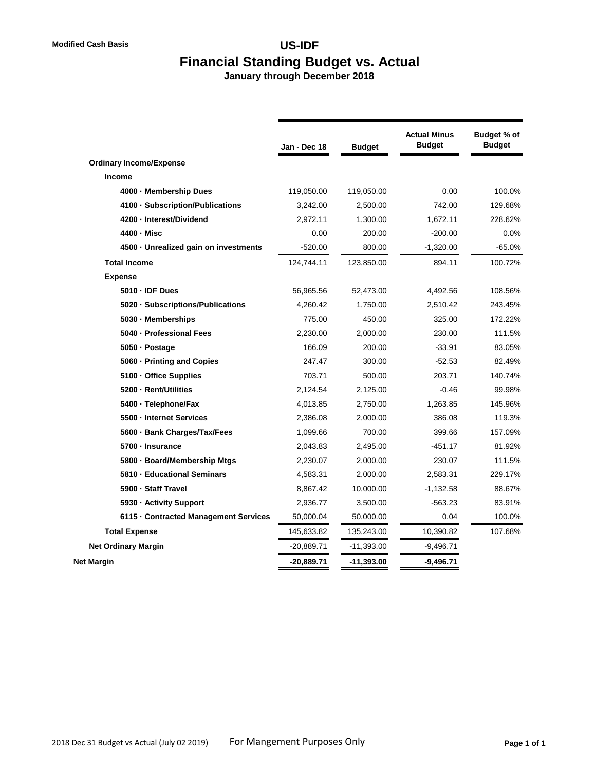Modified Cash Basis

# US-IDF
## Financial Standing Budget vs. Actual
### January through December 2018

| | Jan - Dec 18 | Budget | Actual Minus Budget | Budget % of Budget |
|---|---|---|---|---|
| **Ordinary Income/Expense** | | | | |
| **Income** | | | | |
| **4000 · Membership Dues** | 119,050.00 | 119,050.00 | 0.00 | 100.0% |
| **4100 · Subscription/Publications** | 3,242.00 | 2,500.00 | 742.00 | 129.68% |
| **4200 · Interest/Dividend** | 2,972.11 | 1,300.00 | 1,672.11 | 228.62% |
| **4400 · Misc** | 0.00 | 200.00 | -200.00 | 0.0% |
| **4500 · Unrealized gain on investments** | -520.00 | 800.00 | -1,320.00 | -65.0% |
| **Total Income** | 124,744.11 | 123,850.00 | 894.11 | 100.72% |
| **Expense** | | | | |
| **5010 · IDF Dues** | 56,965.56 | 52,473.00 | 4,492.56 | 108.56% |
| **5020 · Subscriptions/Publications** | 4,260.42 | 1,750.00 | 2,510.42 | 243.45% |
| **5030 · Memberships** | 775.00 | 450.00 | 325.00 | 172.22% |
| **5040 · Professional Fees** | 2,230.00 | 2,000.00 | 230.00 | 111.5% |
| **5050 · Postage** | 166.09 | 200.00 | -33.91 | 83.05% |
| **5060 · Printing and Copies** | 247.47 | 300.00 | -52.53 | 82.49% |
| **5100 · Office Supplies** | 703.71 | 500.00 | 203.71 | 140.74% |
| **5200 · Rent/Utilities** | 2,124.54 | 2,125.00 | -0.46 | 99.98% |
| **5400 · Telephone/Fax** | 4,013.85 | 2,750.00 | 1,263.85 | 145.96% |
| **5500 · Internet Services** | 2,386.08 | 2,000.00 | 386.08 | 119.3% |
| **5600 · Bank Charges/Tax/Fees** | 1,099.66 | 700.00 | 399.66 | 157.09% |
| **5700 · Insurance** | 2,043.83 | 2,495.00 | -451.17 | 81.92% |
| **5800 · Board/Membership Mtgs** | 2,230.07 | 2,000.00 | 230.07 | 111.5% |
| **5810 · Educational Seminars** | 4,583.31 | 2,000.00 | 2,583.31 | 229.17% |
| **5900 · Staff Travel** | 8,867.42 | 10,000.00 | -1,132.58 | 88.67% |
| **5930 · Activity Support** | 2,936.77 | 3,500.00 | -563.23 | 83.91% |
| **6115 · Contracted Management Services** | 50,000.04 | 50,000.00 | 0.04 | 100.0% |
| **Total Expense** | 145,633.82 | 135,243.00 | 10,390.82 | 107.68% |
| **Net Ordinary Margin** | -20,889.71 | -11,393.00 | -9,496.71 | |
| **Net Margin** | **-20,889.71** | **-11,393.00** | **-9,496.71** | |

2018 Dec 31 Budget vs Actual (July 02 2019) For Mangement Purposes Only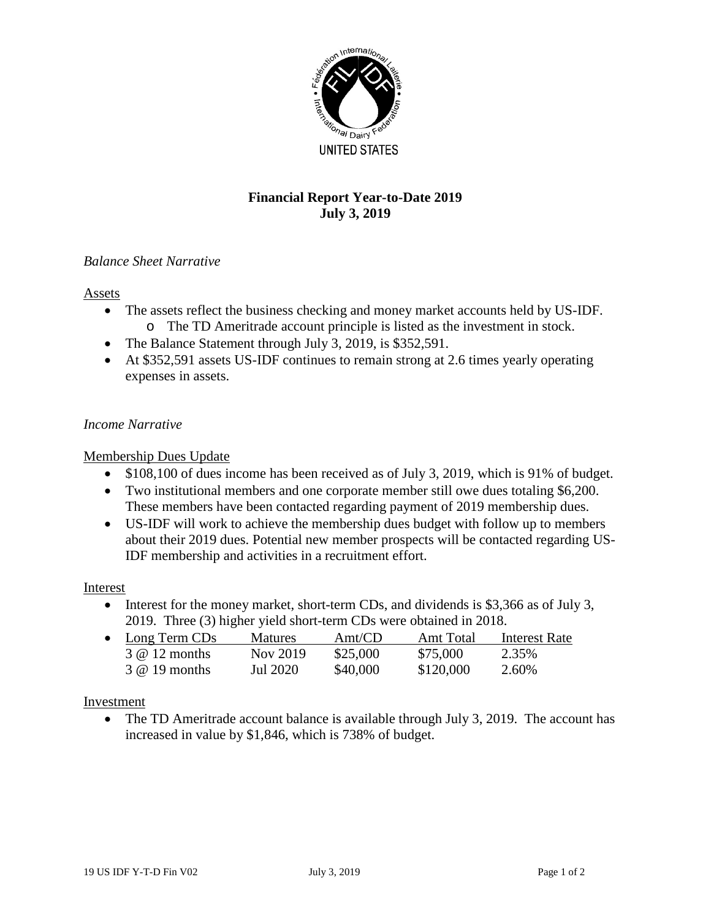UNITED STATES

# Financial Report Year-to-Date 2019
## July 3, 2019

*Balance Sheet Narrative*

Assets

- The assets reflect the business checking and money market accounts held by US-IDF.
  - The TD Ameritrade account principle is listed as the investment in stock.
- The Balance Statement through July 3, 2019, is $352,591.
- At $352,591 assets US-IDF continues to remain strong at 2.6 times yearly operating expenses in assets.

*Income Narrative*

Membership Dues Update

- $108,100 of dues income has been received as of July 3, 2019, which is 91% of budget.
- Two institutional members and one corporate member still owe dues totaling $6,200. These members have been contacted regarding payment of 2019 membership dues.
- US-IDF will work to achieve the membership dues budget with follow up to members about their 2019 dues. Potential new member prospects will be contacted regarding US-IDF membership and activities in a recruitment effort.

Interest

- Interest for the money market, short-term CDs, and dividends is $3,366 as of July 3, 2019. Three (3) higher yield short-term CDs were obtained in 2018.
- Long Term CDs

| Long Term CDs | Matures | Amt/CD | Amt Total | Interest Rate |
|---|---|---|---|---|
| 3 @ 12 months | Nov 2019 | $25,000 | $75,000 | 2.35% |
| 3 @ 19 months | Jul 2020 | $40,000 | $120,000 | 2.60% |

Investment

- The TD Ameritrade account balance is available through July 3, 2019. The account has increased in value by $1,846, which is 738% of budget.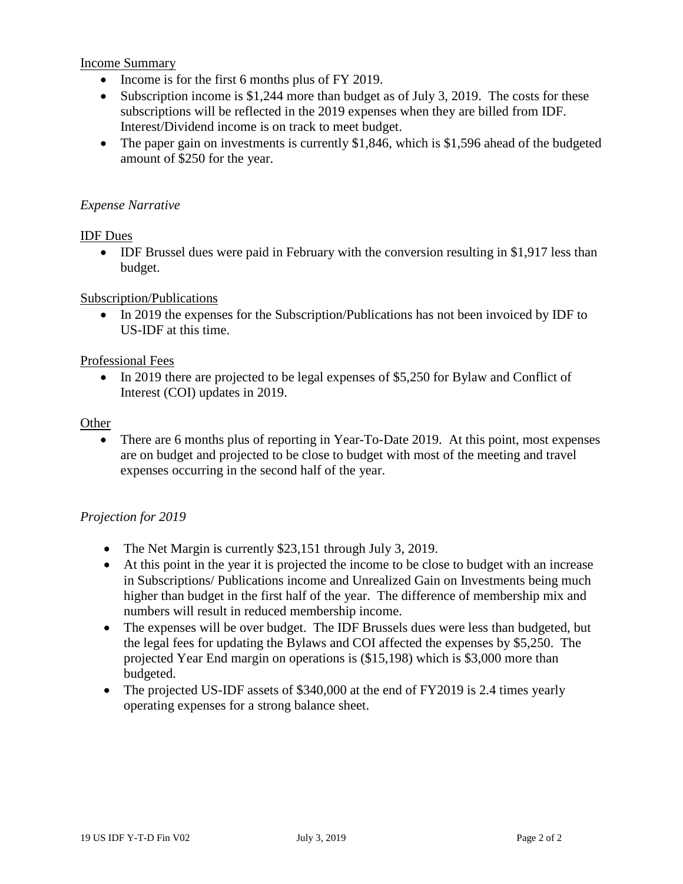Income Summary

- Income is for the first 6 months plus of FY 2019.
- Subscription income is $1,244 more than budget as of July 3, 2019. The costs for these subscriptions will be reflected in the 2019 expenses when they are billed from IDF. Interest/Dividend income is on track to meet budget.
- The paper gain on investments is currently $1,846, which is $1,596 ahead of the budgeted amount of $250 for the year.

*Expense Narrative*

IDF Dues

- IDF Brussel dues were paid in February with the conversion resulting in $1,917 less than budget.

Subscription/Publications

- In 2019 the expenses for the Subscription/Publications has not been invoiced by IDF to US-IDF at this time.

Professional Fees

- In 2019 there are projected to be legal expenses of $5,250 for Bylaw and Conflict of Interest (COI) updates in 2019.

Other

- There are 6 months plus of reporting in Year-To-Date 2019. At this point, most expenses are on budget and projected to be close to budget with most of the meeting and travel expenses occurring in the second half of the year.

*Projection for 2019*

- The Net Margin is currently $23,151 through July 3, 2019.
- At this point in the year it is projected the income to be close to budget with an increase in Subscriptions/ Publications income and Unrealized Gain on Investments being much higher than budget in the first half of the year. The difference of membership mix and numbers will result in reduced membership income.
- The expenses will be over budget. The IDF Brussels dues were less than budgeted, but the legal fees for updating the Bylaws and COI affected the expenses by $5,250. The projected Year End margin on operations is ($15,198) which is $3,000 more than budgeted.
- The projected US-IDF assets of $340,000 at the end of FY2019 is 2.4 times yearly operating expenses for a strong balance sheet.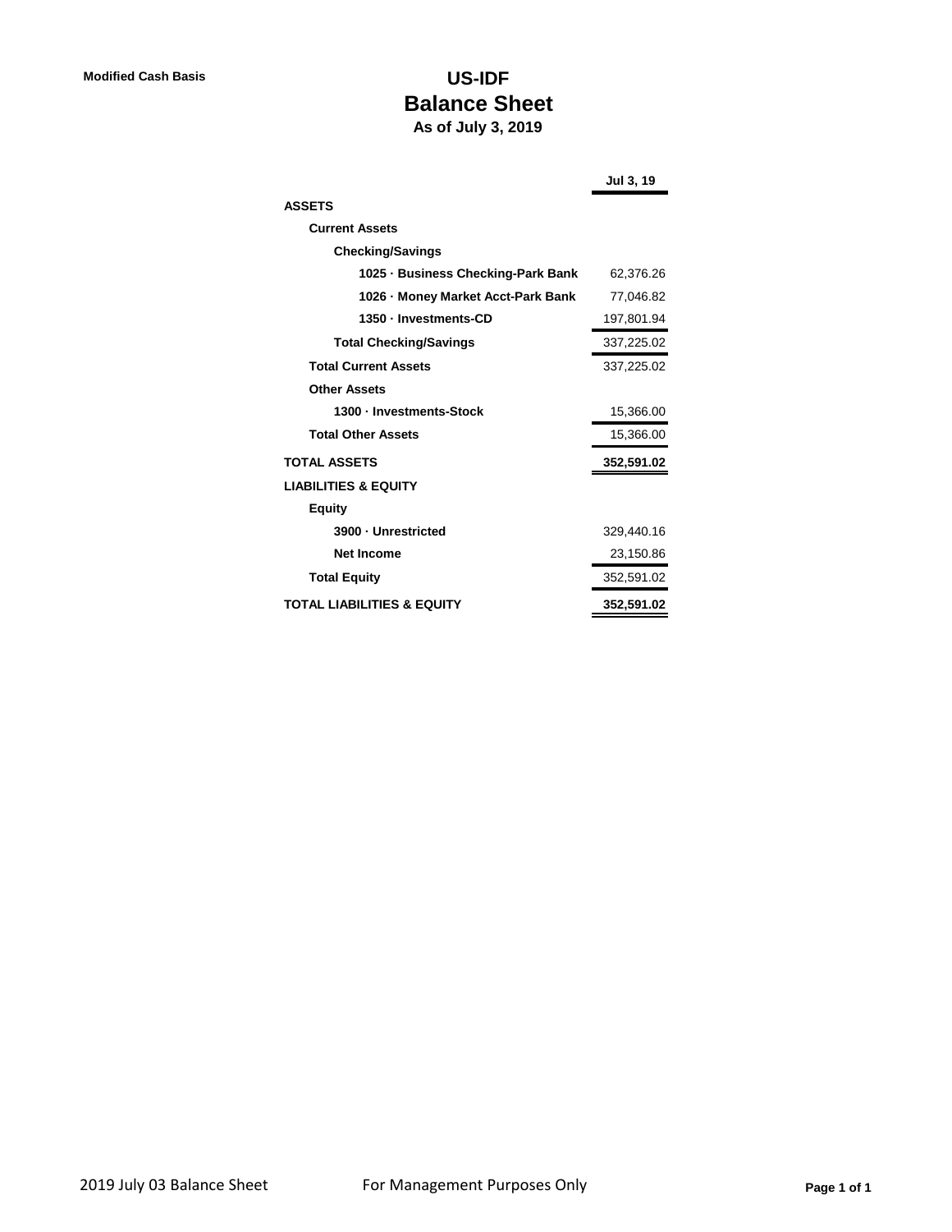**Modified Cash Basis**

# US-IDF
## Balance Sheet
### As of July 3, 2019

| | Jul 3, 19 |
|---|---|
| **ASSETS** | |
| **Current Assets** | |
| **Checking/Savings** | |
| **1025 · Business Checking-Park Bank** | 62,376.26 |
| **1026 · Money Market Acct-Park Bank** | 77,046.82 |
| **1350 · Investments-CD** | 197,801.94 |
| **Total Checking/Savings** | 337,225.02 |
| **Total Current Assets** | 337,225.02 |
| **Other Assets** | |
| **1300 · Investments-Stock** | 15,366.00 |
| **Total Other Assets** | 15,366.00 |
| **TOTAL ASSETS** | **352,591.02** |
| **LIABILITIES & EQUITY** | |
| **Equity** | |
| **3900 · Unrestricted** | 329,440.16 |
| **Net Income** | 23,150.86 |
| **Total Equity** | 352,591.02 |
| **TOTAL LIABILITIES & EQUITY** | **352,591.02** |

2019 July 03 Balance Sheet    For Management Purposes Only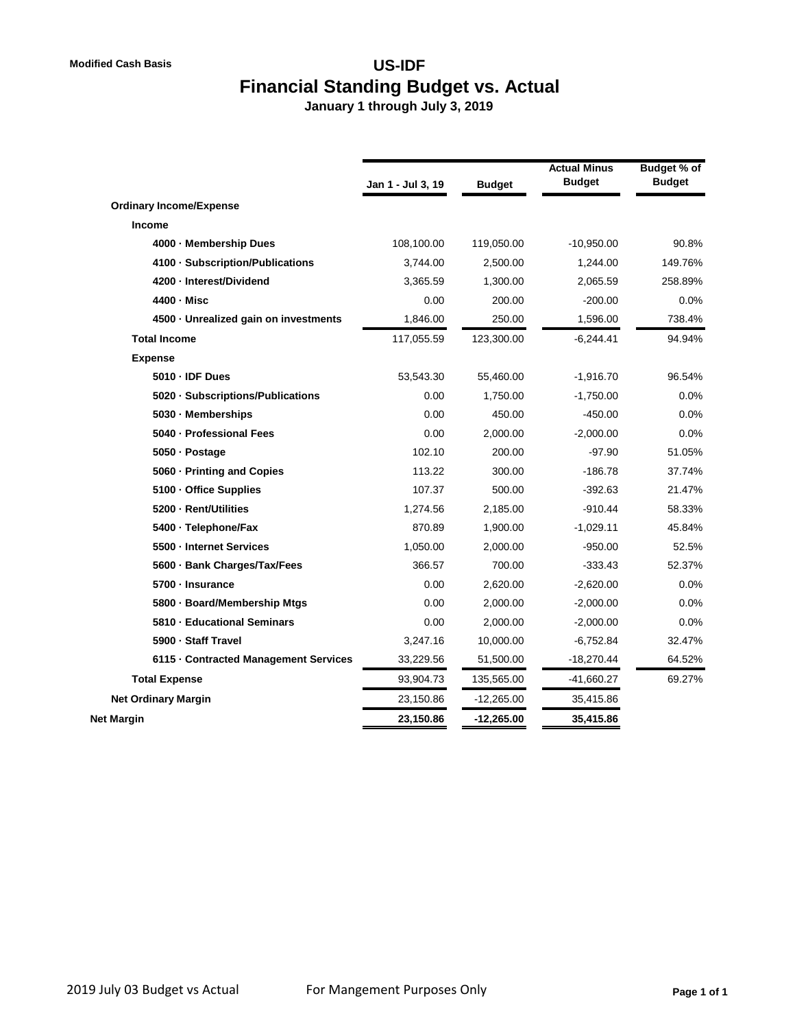**Modified Cash Basis**

# US-IDF
## Financial Standing Budget vs. Actual
**January 1 through July 3, 2019**

| | Jan 1 - Jul 3, 19 | Budget | Actual Minus Budget | Budget % of Budget |
|---|---|---|---|---|
| **Ordinary Income/Expense** | | | | |
| **Income** | | | | |
| **4000 · Membership Dues** | 108,100.00 | 119,050.00 | -10,950.00 | 90.8% |
| **4100 · Subscription/Publications** | 3,744.00 | 2,500.00 | 1,244.00 | 149.76% |
| **4200 · Interest/Dividend** | 3,365.59 | 1,300.00 | 2,065.59 | 258.89% |
| **4400 · Misc** | 0.00 | 200.00 | -200.00 | 0.0% |
| **4500 · Unrealized gain on investments** | 1,846.00 | 250.00 | 1,596.00 | 738.4% |
| **Total Income** | 117,055.59 | 123,300.00 | -6,244.41 | 94.94% |
| **Expense** | | | | |
| **5010 · IDF Dues** | 53,543.30 | 55,460.00 | -1,916.70 | 96.54% |
| **5020 · Subscriptions/Publications** | 0.00 | 1,750.00 | -1,750.00 | 0.0% |
| **5030 · Memberships** | 0.00 | 450.00 | -450.00 | 0.0% |
| **5040 · Professional Fees** | 0.00 | 2,000.00 | -2,000.00 | 0.0% |
| **5050 · Postage** | 102.10 | 200.00 | -97.90 | 51.05% |
| **5060 · Printing and Copies** | 113.22 | 300.00 | -186.78 | 37.74% |
| **5100 · Office Supplies** | 107.37 | 500.00 | -392.63 | 21.47% |
| **5200 · Rent/Utilities** | 1,274.56 | 2,185.00 | -910.44 | 58.33% |
| **5400 · Telephone/Fax** | 870.89 | 1,900.00 | -1,029.11 | 45.84% |
| **5500 · Internet Services** | 1,050.00 | 2,000.00 | -950.00 | 52.5% |
| **5600 · Bank Charges/Tax/Fees** | 366.57 | 700.00 | -333.43 | 52.37% |
| **5700 · Insurance** | 0.00 | 2,620.00 | -2,620.00 | 0.0% |
| **5800 · Board/Membership Mtgs** | 0.00 | 2,000.00 | -2,000.00 | 0.0% |
| **5810 · Educational Seminars** | 0.00 | 2,000.00 | -2,000.00 | 0.0% |
| **5900 · Staff Travel** | 3,247.16 | 10,000.00 | -6,752.84 | 32.47% |
| **6115 · Contracted Management Services** | 33,229.56 | 51,500.00 | -18,270.44 | 64.52% |
| **Total Expense** | 93,904.73 | 135,565.00 | -41,660.27 | 69.27% |
| **Net Ordinary Margin** | 23,150.86 | -12,265.00 | 35,415.86 | |
| **Net Margin** | **23,150.86** | **-12,265.00** | **35,415.86** | |

2019 July 03 Budget vs Actual For Mangement Purposes Only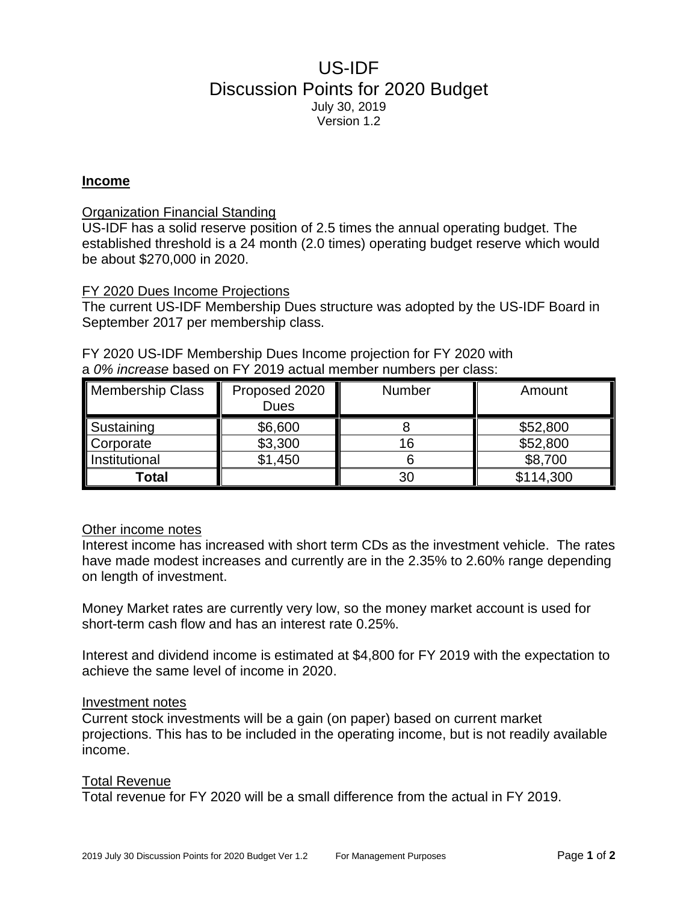# US-IDF
## Discussion Points for 2020 Budget

July 30, 2019
Version 1.2

**Income**

Organization Financial Standing

US-IDF has a solid reserve position of 2.5 times the annual operating budget. The established threshold is a 24 month (2.0 times) operating budget reserve which would be about $270,000 in 2020.

FY 2020 Dues Income Projections

The current US-IDF Membership Dues structure was adopted by the US-IDF Board in September 2017 per membership class.

FY 2020 US-IDF Membership Dues Income projection for FY 2020 with a *0% increase* based on FY 2019 actual member numbers per class:

| Membership Class | Proposed 2020 Dues | Number | Amount |
|---|---|---|---|
| Sustaining | $6,600 | 8 | $52,800 |
| Corporate | $3,300 | 16 | $52,800 |
| Institutional | $1,450 | 6 | $8,700 |
| **Total** | | 30 | $114,300 |

Other income notes

Interest income has increased with short term CDs as the investment vehicle. The rates have made modest increases and currently are in the 2.35% to 2.60% range depending on length of investment.

Money Market rates are currently very low, so the money market account is used for short-term cash flow and has an interest rate 0.25%.

Interest and dividend income is estimated at $4,800 for FY 2019 with the expectation to achieve the same level of income in 2020.

Investment notes

Current stock investments will be a gain (on paper) based on current market projections. This has to be included in the operating income, but is not readily available income.

Total Revenue

Total revenue for FY 2020 will be a small difference from the actual in FY 2019.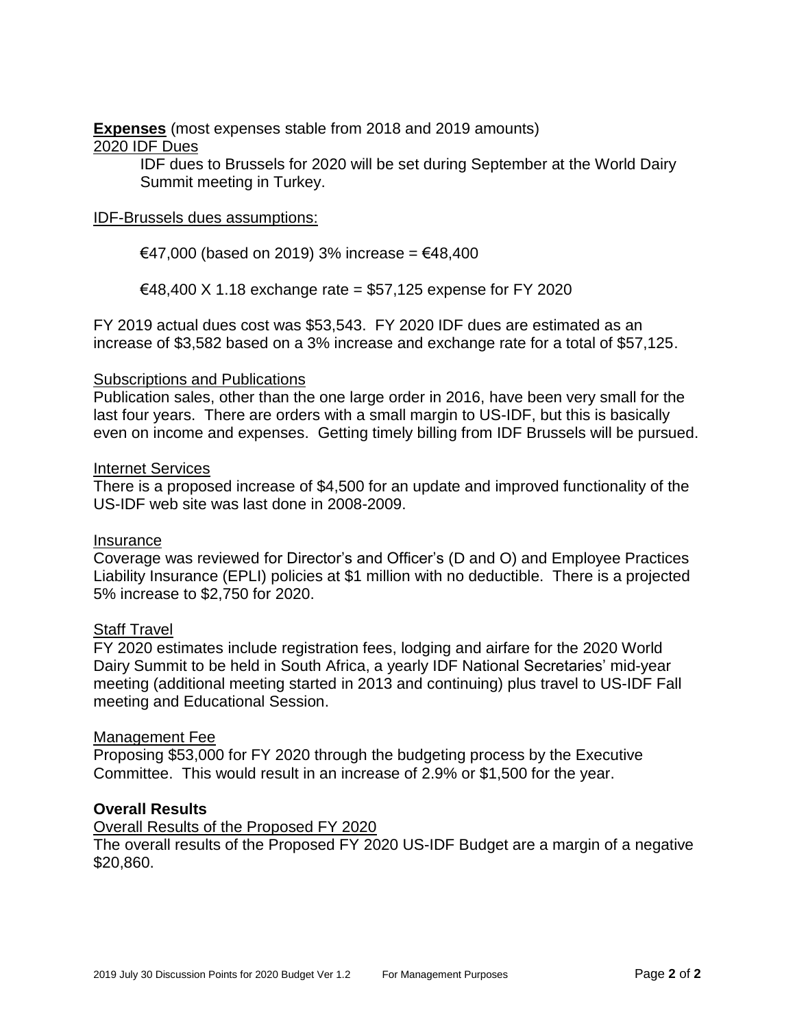**Expenses** (most expenses stable from 2018 and 2019 amounts)

2020 IDF Dues

IDF dues to Brussels for 2020 will be set during September at the World Dairy Summit meeting in Turkey.

IDF-Brussels dues assumptions:

€47,000 (based on 2019) 3% increase = €48,400

€48,400 X 1.18 exchange rate = $57,125 expense for FY 2020

FY 2019 actual dues cost was $53,543. FY 2020 IDF dues are estimated as an increase of $3,582 based on a 3% increase and exchange rate for a total of $57,125.

Subscriptions and Publications

Publication sales, other than the one large order in 2016, have been very small for the last four years. There are orders with a small margin to US-IDF, but this is basically even on income and expenses. Getting timely billing from IDF Brussels will be pursued.

Internet Services

There is a proposed increase of $4,500 for an update and improved functionality of the US-IDF web site was last done in 2008-2009.

Insurance

Coverage was reviewed for Director's and Officer's (D and O) and Employee Practices Liability Insurance (EPLI) policies at $1 million with no deductible. There is a projected 5% increase to $2,750 for 2020.

Staff Travel

FY 2020 estimates include registration fees, lodging and airfare for the 2020 World Dairy Summit to be held in South Africa, a yearly IDF National Secretaries' mid-year meeting (additional meeting started in 2013 and continuing) plus travel to US-IDF Fall meeting and Educational Session.

Management Fee

Proposing $53,000 for FY 2020 through the budgeting process by the Executive Committee. This would result in an increase of 2.9% or $1,500 for the year.

**Overall Results**

Overall Results of the Proposed FY 2020

The overall results of the Proposed FY 2020 US-IDF Budget are a margin of a negative $20,860.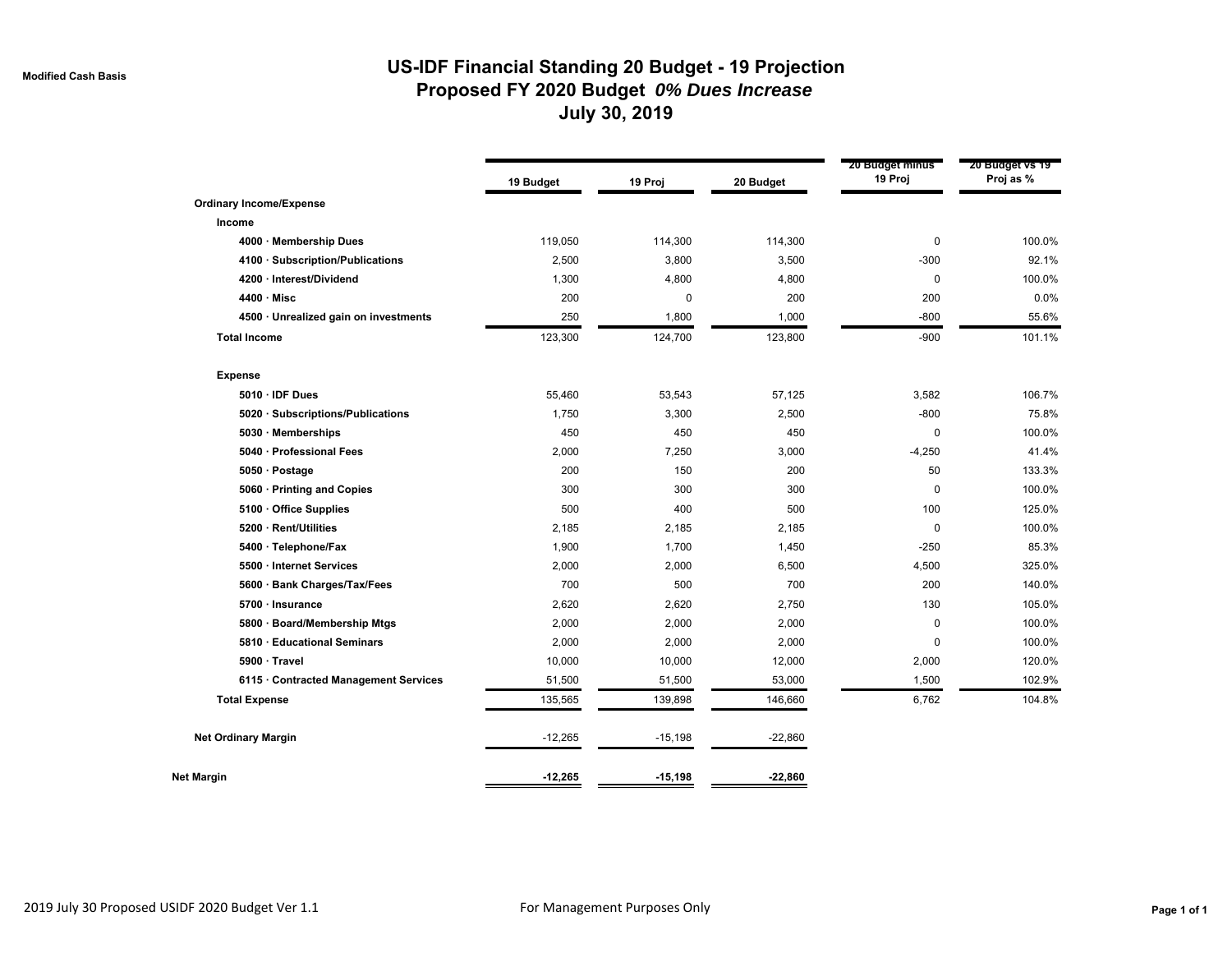Modified Cash Basis

# US-IDF Financial Standing 20 Budget - 19 Projection
## Proposed FY 2020 Budget *0% Dues Increase*
## July 30, 2019

| | 19 Budget | 19 Proj | 20 Budget | 20 Budget minus 19 Proj | 20 Budget vs 19 Proj as % |
|---|---|---|---|---|---|
| **Ordinary Income/Expense** | | | | | |
| **Income** | | | | | |
| **4000 · Membership Dues** | 119,050 | 114,300 | 114,300 | 0 | 100.0% |
| **4100 · Subscription/Publications** | 2,500 | 3,800 | 3,500 | -300 | 92.1% |
| **4200 · Interest/Dividend** | 1,300 | 4,800 | 4,800 | 0 | 100.0% |
| **4400 · Misc** | 200 | 0 | 200 | 200 | 0.0% |
| **4500 · Unrealized gain on investments** | 250 | 1,800 | 1,000 | -800 | 55.6% |
| **Total Income** | 123,300 | 124,700 | 123,800 | -900 | 101.1% |
| **Expense** | | | | | |
| **5010 · IDF Dues** | 55,460 | 53,543 | 57,125 | 3,582 | 106.7% |
| **5020 · Subscriptions/Publications** | 1,750 | 3,300 | 2,500 | -800 | 75.8% |
| **5030 · Memberships** | 450 | 450 | 450 | 0 | 100.0% |
| **5040 · Professional Fees** | 2,000 | 7,250 | 3,000 | -4,250 | 41.4% |
| **5050 · Postage** | 200 | 150 | 200 | 50 | 133.3% |
| **5060 · Printing and Copies** | 300 | 300 | 300 | 0 | 100.0% |
| **5100 · Office Supplies** | 500 | 400 | 500 | 100 | 125.0% |
| **5200 · Rent/Utilities** | 2,185 | 2,185 | 2,185 | 0 | 100.0% |
| **5400 · Telephone/Fax** | 1,900 | 1,700 | 1,450 | -250 | 85.3% |
| **5500 · Internet Services** | 2,000 | 2,000 | 6,500 | 4,500 | 325.0% |
| **5600 · Bank Charges/Tax/Fees** | 700 | 500 | 700 | 200 | 140.0% |
| **5700 · Insurance** | 2,620 | 2,620 | 2,750 | 130 | 105.0% |
| **5800 · Board/Membership Mtgs** | 2,000 | 2,000 | 2,000 | 0 | 100.0% |
| **5810 · Educational Seminars** | 2,000 | 2,000 | 2,000 | 0 | 100.0% |
| **5900 · Travel** | 10,000 | 10,000 | 12,000 | 2,000 | 120.0% |
| **6115 · Contracted Management Services** | 51,500 | 51,500 | 53,000 | 1,500 | 102.9% |
| **Total Expense** | 135,565 | 139,898 | 146,660 | 6,762 | 104.8% |
| **Net Ordinary Margin** | -12,265 | -15,198 | -22,860 | | |
| **Net Margin** | **-12,265** | **-15,198** | **-22,860** | | |

2019 July 30 Proposed USIDF 2020 Budget Ver 1.1 — For Management Purposes Only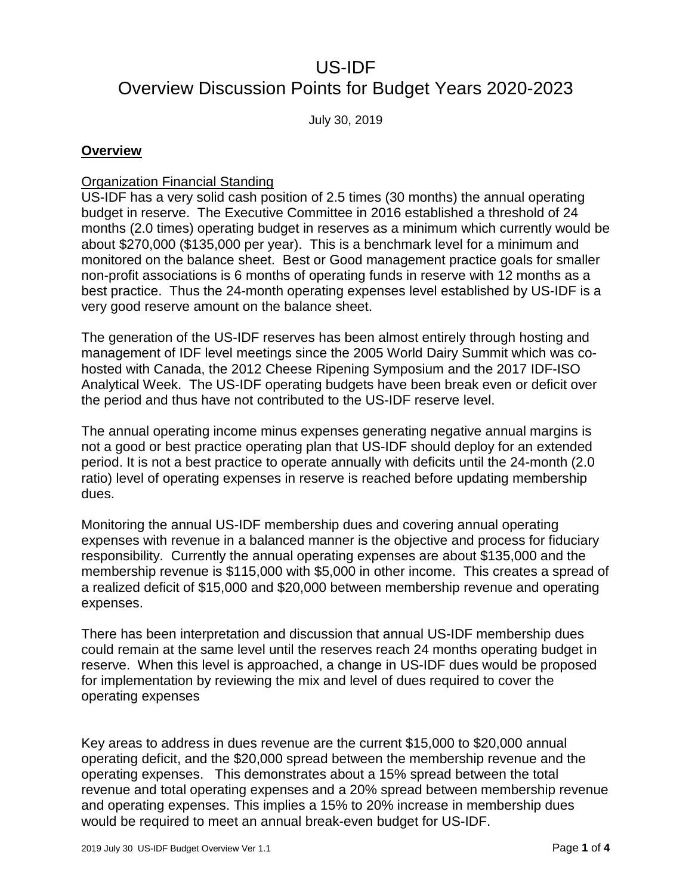# US-IDF

## Overview Discussion Points for Budget Years 2020-2023

July 30, 2019

### **Overview**

Organization Financial Standing

US-IDF has a very solid cash position of 2.5 times (30 months) the annual operating budget in reserve. The Executive Committee in 2016 established a threshold of 24 months (2.0 times) operating budget in reserves as a minimum which currently would be about $270,000 ($135,000 per year). This is a benchmark level for a minimum and monitored on the balance sheet. Best or Good management practice goals for smaller non-profit associations is 6 months of operating funds in reserve with 12 months as a best practice. Thus the 24-month operating expenses level established by US-IDF is a very good reserve amount on the balance sheet.

The generation of the US-IDF reserves has been almost entirely through hosting and management of IDF level meetings since the 2005 World Dairy Summit which was co-hosted with Canada, the 2012 Cheese Ripening Symposium and the 2017 IDF-ISO Analytical Week. The US-IDF operating budgets have been break even or deficit over the period and thus have not contributed to the US-IDF reserve level.

The annual operating income minus expenses generating negative annual margins is not a good or best practice operating plan that US-IDF should deploy for an extended period. It is not a best practice to operate annually with deficits until the 24-month (2.0 ratio) level of operating expenses in reserve is reached before updating membership dues.

Monitoring the annual US-IDF membership dues and covering annual operating expenses with revenue in a balanced manner is the objective and process for fiduciary responsibility. Currently the annual operating expenses are about $135,000 and the membership revenue is $115,000 with $5,000 in other income. This creates a spread of a realized deficit of $15,000 and $20,000 between membership revenue and operating expenses.

There has been interpretation and discussion that annual US-IDF membership dues could remain at the same level until the reserves reach 24 months operating budget in reserve. When this level is approached, a change in US-IDF dues would be proposed for implementation by reviewing the mix and level of dues required to cover the operating expenses

Key areas to address in dues revenue are the current $15,000 to $20,000 annual operating deficit, and the $20,000 spread between the membership revenue and the operating expenses. This demonstrates about a 15% spread between the total revenue and total operating expenses and a 20% spread between membership revenue and operating expenses. This implies a 15% to 20% increase in membership dues would be required to meet an annual break-even budget for US-IDF.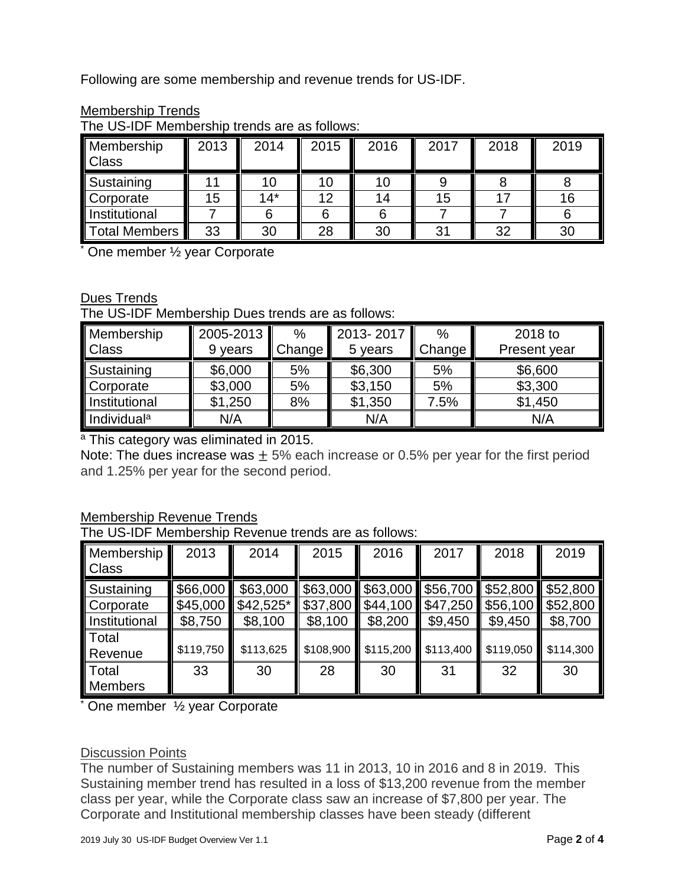Following are some membership and revenue trends for US-IDF.

Membership Trends

The US-IDF Membership trends are as follows:

| Membership Class | 2013 | 2014 | 2015 | 2016 | 2017 | 2018 | 2019 |
|---|---|---|---|---|---|---|---|
| Sustaining | 11 | 10 | 10 | 10 | 9 | 8 | 8 |
| Corporate | 15 | 14* | 12 | 14 | 15 | 17 | 16 |
| Institutional | 7 | 6 | 6 | 6 | 7 | 7 | 6 |
| Total Members | 33 | 30 | 28 | 30 | 31 | 32 | 30 |

\* One member ½ year Corporate

Dues Trends

The US-IDF Membership Dues trends are as follows:

| Membership Class | 2005-2013 9 years | % Change | 2013- 2017 5 years | % Change | 2018 to Present year |
|---|---|---|---|---|---|
| Sustaining | $6,000 | 5% | $6,300 | 5% | $6,600 |
| Corporate | $3,000 | 5% | $3,150 | 5% | $3,300 |
| Institutional | $1,250 | 8% | $1,350 | 7.5% | $1,450 |
| Individual[a] | N/A | | N/A | | N/A |

[a] This category was eliminated in 2015.

Note: The dues increase was ± 5% each increase or 0.5% per year for the first period and 1.25% per year for the second period.

Membership Revenue Trends

The US-IDF Membership Revenue trends are as follows:

| Membership Class | 2013 | 2014 | 2015 | 2016 | 2017 | 2018 | 2019 |
|---|---|---|---|---|---|---|---|
| Sustaining | $66,000 | $63,000 | $63,000 | $63,000 | $56,700 | $52,800 | $52,800 |
| Corporate | $45,000 | $42,525* | $37,800 | $44,100 | $47,250 | $56,100 | $52,800 |
| Institutional | $8,750 | $8,100 | $8,100 | $8,200 | $9,450 | $9,450 | $8,700 |
| Total Revenue | $119,750 | $113,625 | $108,900 | $115,200 | $113,400 | $119,050 | $114,300 |
| Total Members | 33 | 30 | 28 | 30 | 31 | 32 | 30 |

\* One member ½ year Corporate

Discussion Points

The number of Sustaining members was 11 in 2013, 10 in 2016 and 8 in 2019. This Sustaining member trend has resulted in a loss of $13,200 revenue from the member class per year, while the Corporate class saw an increase of $7,800 per year. The Corporate and Institutional membership classes have been steady (different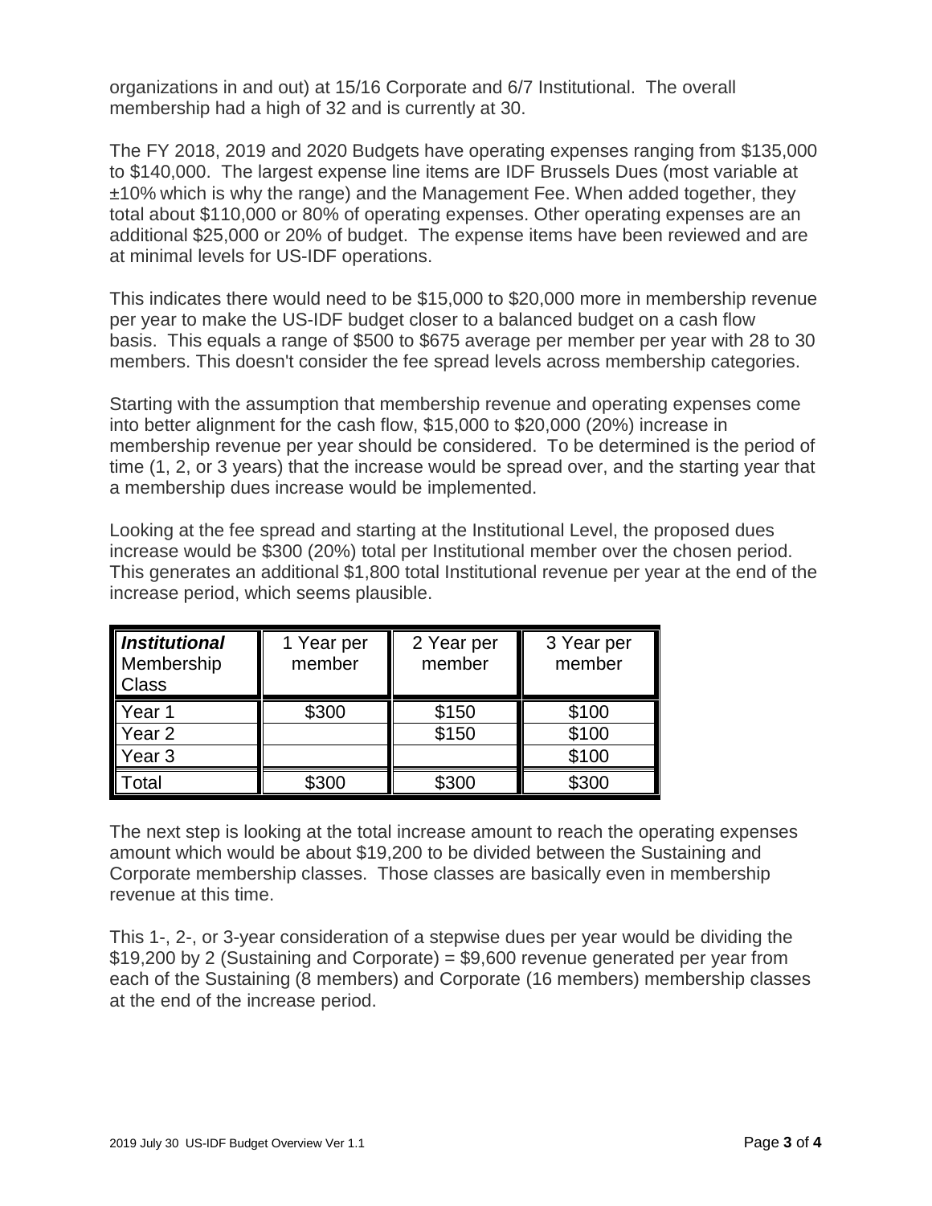organizations in and out) at 15/16 Corporate and 6/7 Institutional. The overall membership had a high of 32 and is currently at 30.

The FY 2018, 2019 and 2020 Budgets have operating expenses ranging from \$135,000 to \$140,000. The largest expense line items are IDF Brussels Dues (most variable at ±10% which is why the range) and the Management Fee. When added together, they total about \$110,000 or 80% of operating expenses. Other operating expenses are an additional \$25,000 or 20% of budget. The expense items have been reviewed and are at minimal levels for US-IDF operations.

This indicates there would need to be \$15,000 to \$20,000 more in membership revenue per year to make the US-IDF budget closer to a balanced budget on a cash flow basis. This equals a range of \$500 to \$675 average per member per year with 28 to 30 members. This doesn't consider the fee spread levels across membership categories.

Starting with the assumption that membership revenue and operating expenses come into better alignment for the cash flow, \$15,000 to \$20,000 (20%) increase in membership revenue per year should be considered. To be determined is the period of time (1, 2, or 3 years) that the increase would be spread over, and the starting year that a membership dues increase would be implemented.

Looking at the fee spread and starting at the Institutional Level, the proposed dues increase would be \$300 (20%) total per Institutional member over the chosen period. This generates an additional \$1,800 total Institutional revenue per year at the end of the increase period, which seems plausible.

| ***Institutional*** Membership Class | 1 Year per member | 2 Year per member | 3 Year per member |
|---|---|---|---|
| Year 1 | \$300 | \$150 | \$100 |
| Year 2 | | \$150 | \$100 |
| Year 3 | | | \$100 |
| Total | \$300 | \$300 | \$300 |

The next step is looking at the total increase amount to reach the operating expenses amount which would be about \$19,200 to be divided between the Sustaining and Corporate membership classes. Those classes are basically even in membership revenue at this time.

This 1-, 2-, or 3-year consideration of a stepwise dues per year would be dividing the \$19,200 by 2 (Sustaining and Corporate) = \$9,600 revenue generated per year from each of the Sustaining (8 members) and Corporate (16 members) membership classes at the end of the increase period.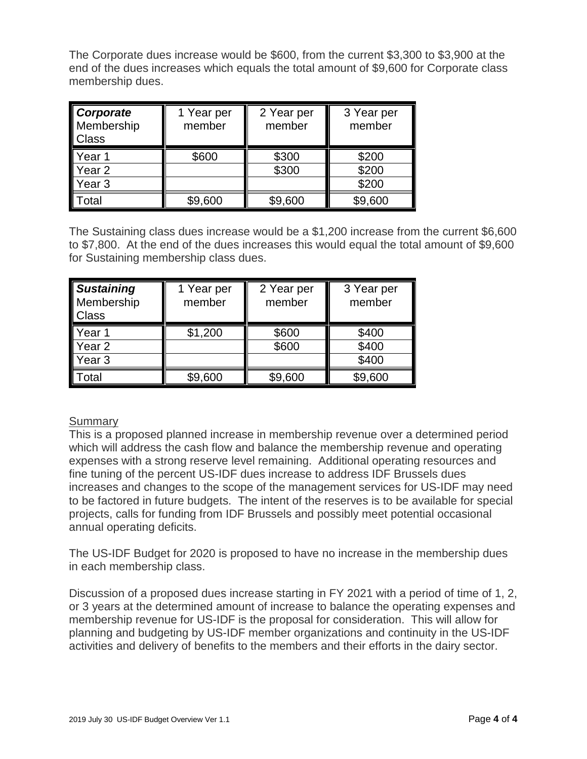The Corporate dues increase would be $600, from the current $3,300 to $3,900 at the end of the dues increases which equals the total amount of $9,600 for Corporate class membership dues.

| ***Corporate*** Membership Class | 1 Year per member | 2 Year per member | 3 Year per member |
|---|---|---|---|
| Year 1 | $600 | $300 | $200 |
| Year 2 | | $300 | $200 |
| Year 3 | | | $200 |
| Total | $9,600 | $9,600 | $9,600 |

The Sustaining class dues increase would be a $1,200 increase from the current $6,600 to $7,800. At the end of the dues increases this would equal the total amount of $9,600 for Sustaining membership class dues.

| ***Sustaining*** Membership Class | 1 Year per member | 2 Year per member | 3 Year per member |
|---|---|---|---|
| Year 1 | $1,200 | $600 | $400 |
| Year 2 | | $600 | $400 |
| Year 3 | | | $400 |
| Total | $9,600 | $9,600 | $9,600 |

<u>Summary</u>

This is a proposed planned increase in membership revenue over a determined period which will address the cash flow and balance the membership revenue and operating expenses with a strong reserve level remaining. Additional operating resources and fine tuning of the percent US-IDF dues increase to address IDF Brussels dues increases and changes to the scope of the management services for US-IDF may need to be factored in future budgets. The intent of the reserves is to be available for special projects, calls for funding from IDF Brussels and possibly meet potential occasional annual operating deficits.

The US-IDF Budget for 2020 is proposed to have no increase in the membership dues in each membership class.

Discussion of a proposed dues increase starting in FY 2021 with a period of time of 1, 2, or 3 years at the determined amount of increase to balance the operating expenses and membership revenue for US-IDF is the proposal for consideration. This will allow for planning and budgeting by US-IDF member organizations and continuity in the US-IDF activities and delivery of benefits to the members and their efforts in the dairy sector.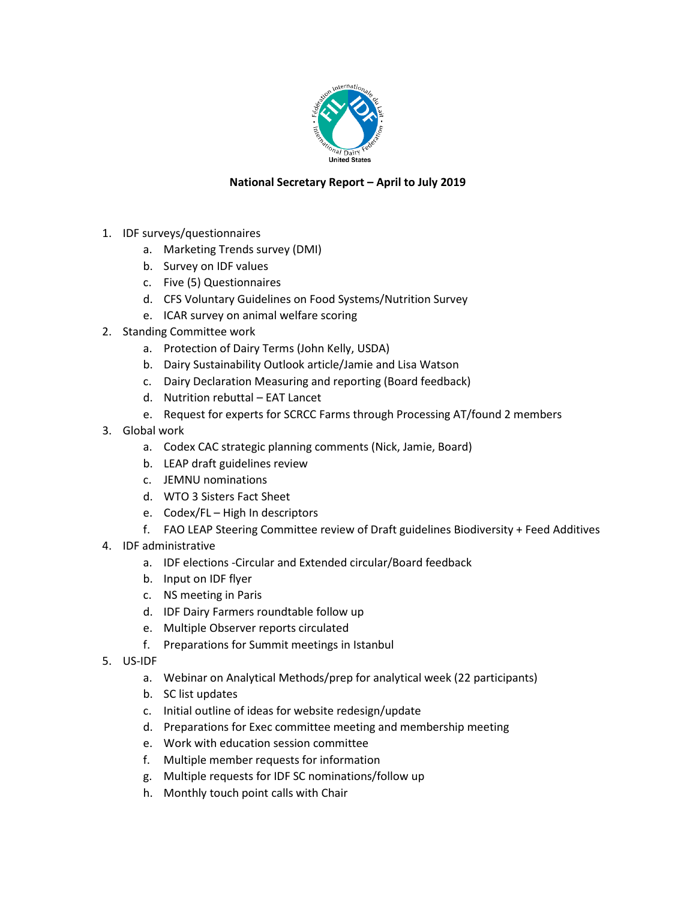**National Secretary Report – April to July 2019**

1. IDF surveys/questionnaires
   a. Marketing Trends survey (DMI)
   b. Survey on IDF values
   c. Five (5) Questionnaires
   d. CFS Voluntary Guidelines on Food Systems/Nutrition Survey
   e. ICAR survey on animal welfare scoring
2. Standing Committee work
   a. Protection of Dairy Terms (John Kelly, USDA)
   b. Dairy Sustainability Outlook article/Jamie and Lisa Watson
   c. Dairy Declaration Measuring and reporting (Board feedback)
   d. Nutrition rebuttal – EAT Lancet
   e. Request for experts for SCRCC Farms through Processing AT/found 2 members
3. Global work
   a. Codex CAC strategic planning comments (Nick, Jamie, Board)
   b. LEAP draft guidelines review
   c. JEMNU nominations
   d. WTO 3 Sisters Fact Sheet
   e. Codex/FL – High In descriptors
   f. FAO LEAP Steering Committee review of Draft guidelines Biodiversity + Feed Additives
4. IDF administrative
   a. IDF elections -Circular and Extended circular/Board feedback
   b. Input on IDF flyer
   c. NS meeting in Paris
   d. IDF Dairy Farmers roundtable follow up
   e. Multiple Observer reports circulated
   f. Preparations for Summit meetings in Istanbul
5. US-IDF
   a. Webinar on Analytical Methods/prep for analytical week (22 participants)
   b. SC list updates
   c. Initial outline of ideas for website redesign/update
   d. Preparations for Exec committee meeting and membership meeting
   e. Work with education session committee
   f. Multiple member requests for information
   g. Multiple requests for IDF SC nominations/follow up
   h. Monthly touch point calls with Chair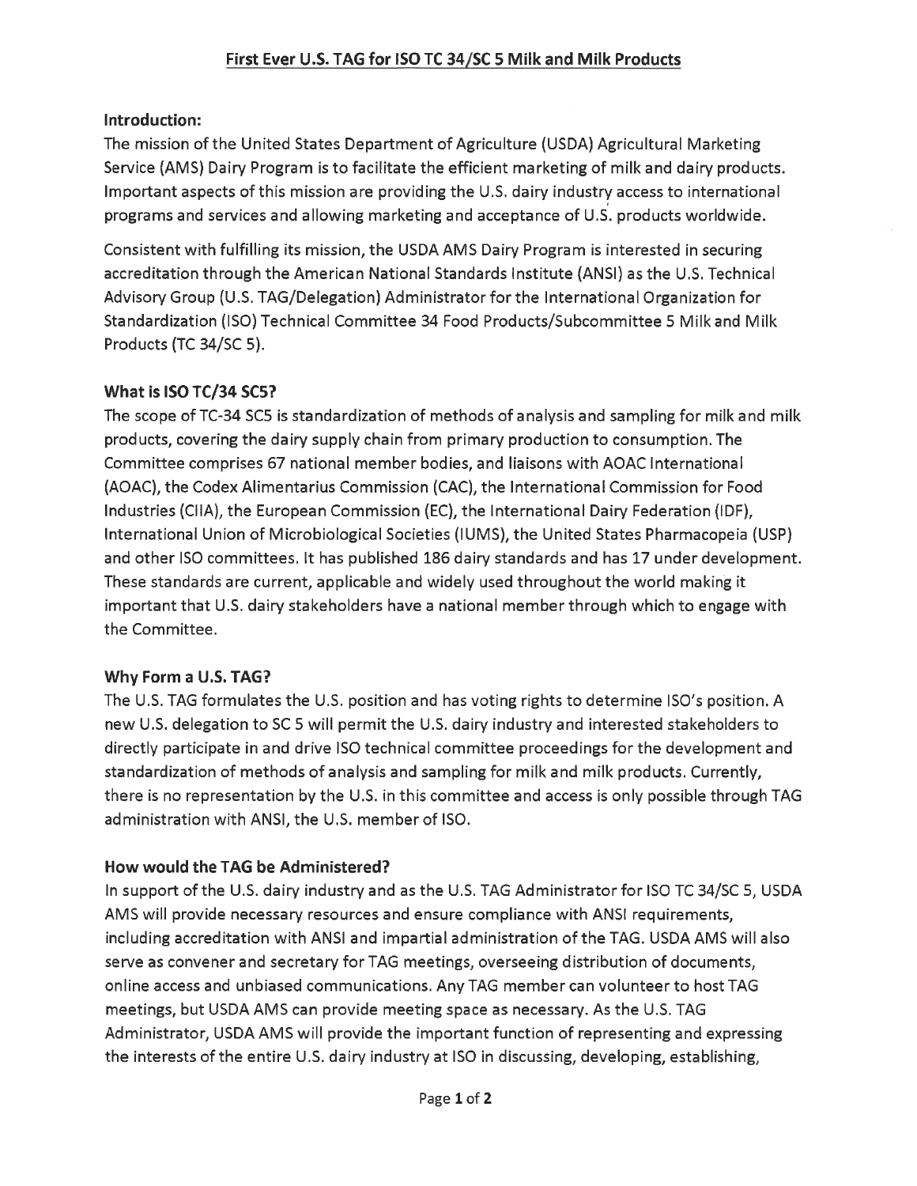# First Ever U.S. TAG for ISO TC 34/SC 5 Milk and Milk Products

**Introduction:**

The mission of the United States Department of Agriculture (USDA) Agricultural Marketing Service (AMS) Dairy Program is to facilitate the efficient marketing of milk and dairy products. Important aspects of this mission are providing the U.S. dairy industry access to international programs and services and allowing marketing and acceptance of U.S. products worldwide.

Consistent with fulfilling its mission, the USDA AMS Dairy Program is interested in securing accreditation through the American National Standards Institute (ANSI) as the U.S. Technical Advisory Group (U.S. TAG/Delegation) Administrator for the International Organization for Standardization (ISO) Technical Committee 34 Food Products/Subcommittee 5 Milk and Milk Products (TC 34/SC 5).

**What is ISO TC/34 SC5?**

The scope of TC-34 SC5 is standardization of methods of analysis and sampling for milk and milk products, covering the dairy supply chain from primary production to consumption. The Committee comprises 67 national member bodies, and liaisons with AOAC International (AOAC), the Codex Alimentarius Commission (CAC), the International Commission for Food Industries (CIIA), the European Commission (EC), the International Dairy Federation (IDF), International Union of Microbiological Societies (IUMS), the United States Pharmacopeia (USP) and other ISO committees. It has published 186 dairy standards and has 17 under development. These standards are current, applicable and widely used throughout the world making it important that U.S. dairy stakeholders have a national member through which to engage with the Committee.

**Why Form a U.S. TAG?**

The U.S. TAG formulates the U.S. position and has voting rights to determine ISO's position. A new U.S. delegation to SC 5 will permit the U.S. dairy industry and interested stakeholders to directly participate in and drive ISO technical committee proceedings for the development and standardization of methods of analysis and sampling for milk and milk products. Currently, there is no representation by the U.S. in this committee and access is only possible through TAG administration with ANSI, the U.S. member of ISO.

**How would the TAG be Administered?**

In support of the U.S. dairy industry and as the U.S. TAG Administrator for ISO TC 34/SC 5, USDA AMS will provide necessary resources and ensure compliance with ANSI requirements, including accreditation with ANSI and impartial administration of the TAG. USDA AMS will also serve as convener and secretary for TAG meetings, overseeing distribution of documents, online access and unbiased communications. Any TAG member can volunteer to host TAG meetings, but USDA AMS can provide meeting space as necessary. As the U.S. TAG Administrator, USDA AMS will provide the important function of representing and expressing the interests of the entire U.S. dairy industry at ISO in discussing, developing, establishing,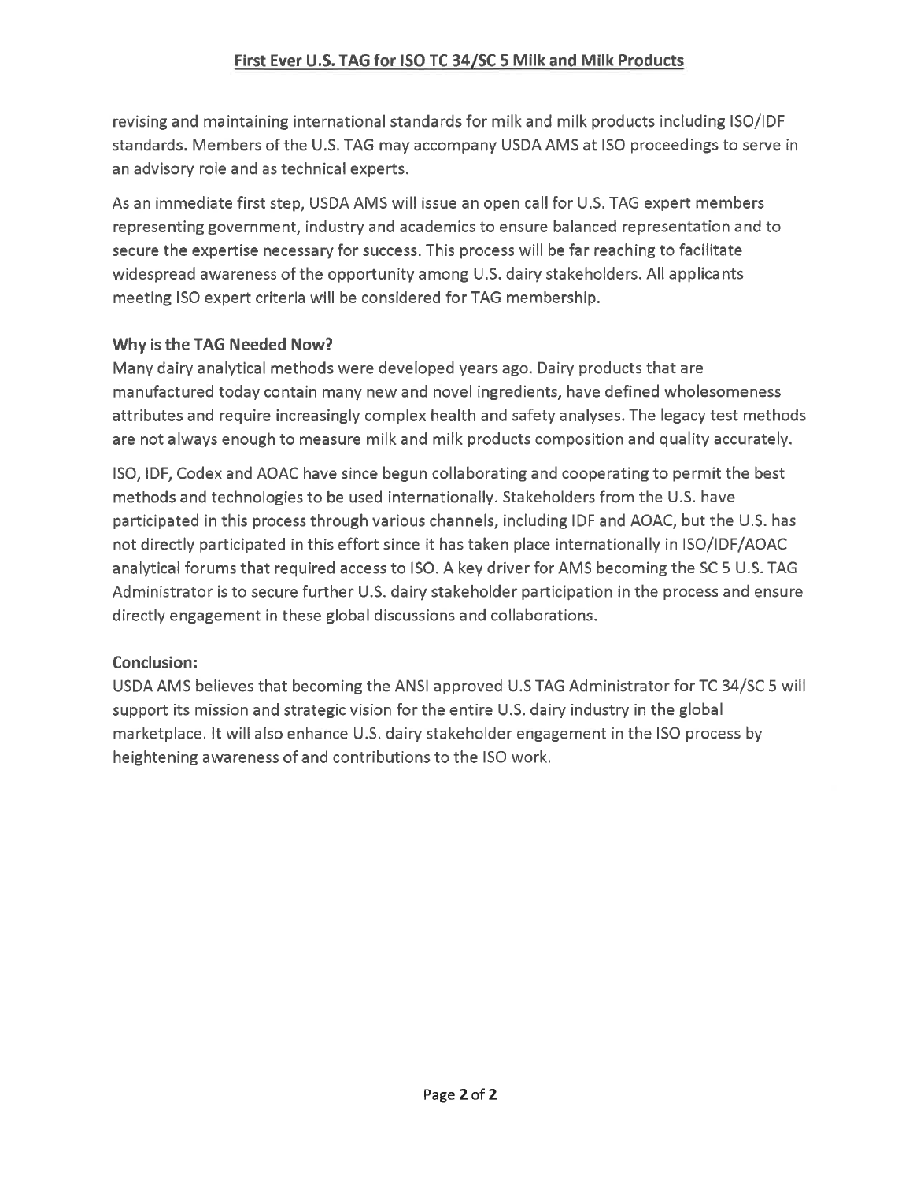revising and maintaining international standards for milk and milk products including ISO/IDF standards. Members of the U.S. TAG may accompany USDA AMS at ISO proceedings to serve in an advisory role and as technical experts.

As an immediate first step, USDA AMS will issue an open call for U.S. TAG expert members representing government, industry and academics to ensure balanced representation and to secure the expertise necessary for success. This process will be far reaching to facilitate widespread awareness of the opportunity among U.S. dairy stakeholders. All applicants meeting ISO expert criteria will be considered for TAG membership.

**Why is the TAG Needed Now?**

Many dairy analytical methods were developed years ago. Dairy products that are manufactured today contain many new and novel ingredients, have defined wholesomeness attributes and require increasingly complex health and safety analyses. The legacy test methods are not always enough to measure milk and milk products composition and quality accurately.

ISO, IDF, Codex and AOAC have since begun collaborating and cooperating to permit the best methods and technologies to be used internationally. Stakeholders from the U.S. have participated in this process through various channels, including IDF and AOAC, but the U.S. has not directly participated in this effort since it has taken place internationally in ISO/IDF/AOAC analytical forums that required access to ISO. A key driver for AMS becoming the SC 5 U.S. TAG Administrator is to secure further U.S. dairy stakeholder participation in the process and ensure directly engagement in these global discussions and collaborations.

**Conclusion:**

USDA AMS believes that becoming the ANSI approved U.S TAG Administrator for TC 34/SC 5 will support its mission and strategic vision for the entire U.S. dairy industry in the global marketplace. It will also enhance U.S. dairy stakeholder engagement in the ISO process by heightening awareness of and contributions to the ISO work.